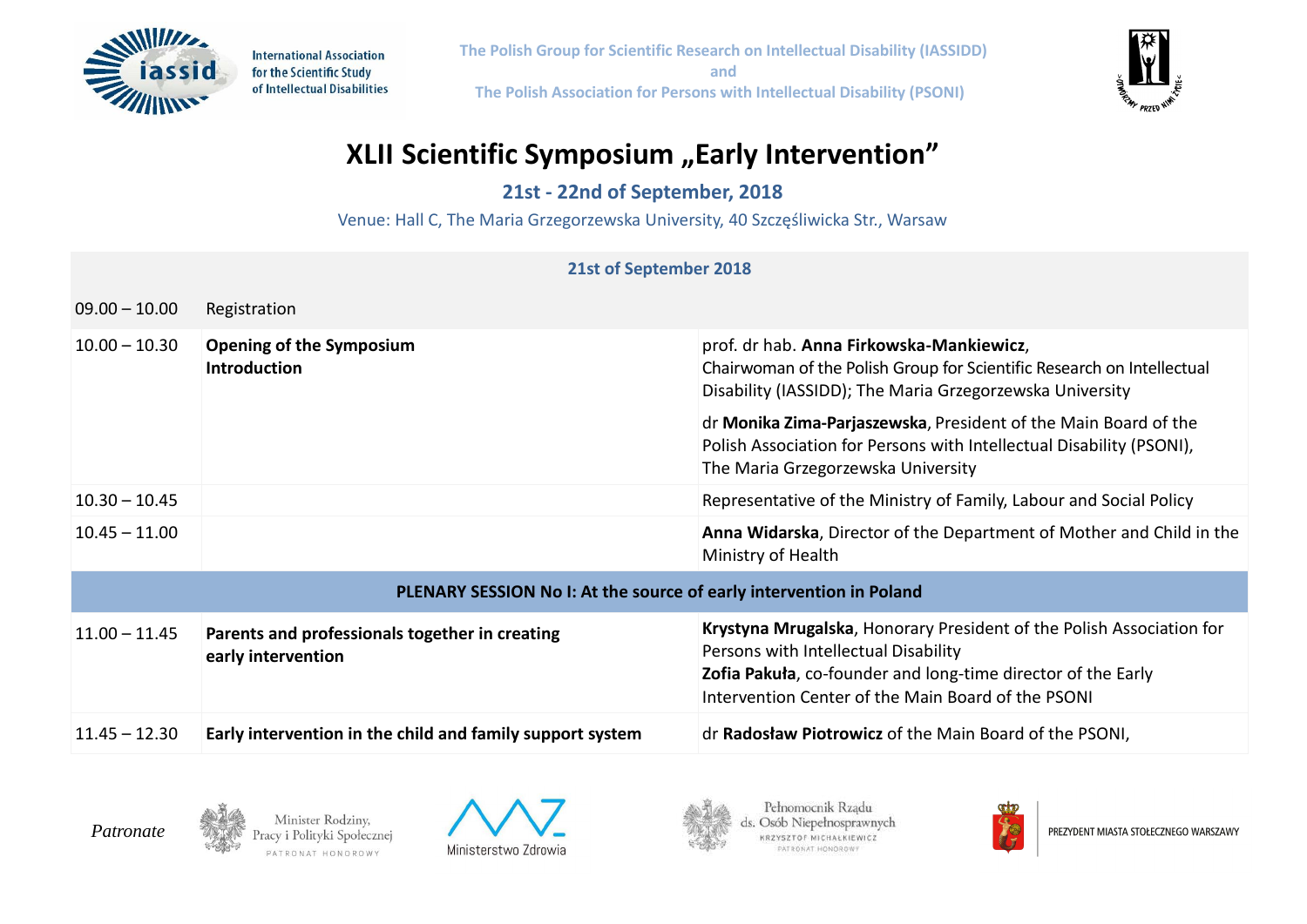International Association for the Scientific Study of Intellectual Disabilities

The Polish Group for Scientific Research on Intellectual Disability (IASSIDD)
and
The Polish Association for Persons with Intellectual Disability (PSONI)

# XLII Scientific Symposium „Early Intervention"

## 21st - 22nd of September, 2018

Venue: Hall C, The Maria Grzegorzewska University, 40 Szczęśliwicka Str., Warsaw

| 21st of September 2018 | | |
|---|---|---|
| 09.00 – 10.00 | Registration | |
| 10.00 – 10.30 | **Opening of the Symposium**<br>**Introduction** | prof. dr hab. **Anna Firkowska-Mankiewicz**, Chairwoman of the Polish Group for Scientific Research on Intellectual Disability (IASSIDD); The Maria Grzegorzewska University<br><br>dr **Monika Zima-Parjaszewska**, President of the Main Board of the Polish Association for Persons with Intellectual Disability (PSONI), The Maria Grzegorzewska University |
| 10.30 – 10.45 | | Representative of the Ministry of Family, Labour and Social Policy |
| 10.45 – 11.00 | | **Anna Widarska**, Director of the Department of Mother and Child in the Ministry of Health |
| **PLENARY SESSION No I: At the source of early intervention in Poland** | | |
| 11.00 – 11.45 | **Parents and professionals together in creating early intervention** | **Krystyna Mrugalska**, Honorary President of the Polish Association for Persons with Intellectual Disability<br>**Zofia Pakuła**, co-founder and long-time director of the Early Intervention Center of the Main Board of the PSONI |
| 11.45 – 12.30 | **Early intervention in the child and family support system** | dr **Radosław Piotrowicz** of the Main Board of the PSONI, |

*Patronate*

Minister Rodziny, Pracy i Polityki Społecznej – PATRONAT HONOROWY

Ministerstwo Zdrowia

Pełnomocnik Rządu ds. Osób Niepełnosprawnych – KRZYSZTOF MICHAŁKIEWICZ – PATRONAT HONOROWY

PREZYDENT MIASTA STOŁECZNEGO WARSZAWY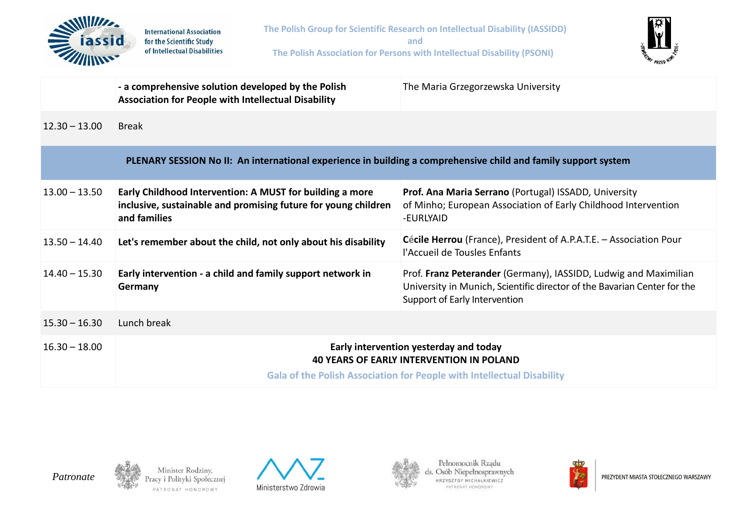| | | |
|---|---|---|
| | **- a comprehensive solution developed by the Polish Association for People with Intellectual Disability** | The Maria Grzegorzewska University |
| 12.30 – 13.00 | Break | |
| | **PLENARY SESSION No II: An international experience in building a comprehensive child and family support system** | |
| 13.00 – 13.50 | **Early Childhood Intervention: A MUST for building a more inclusive, sustainable and promising future for young children and families** | **Prof. Ana Maria Serrano** (Portugal) ISSADD, University of Minho; European Association of Early Childhood Intervention -EURLYAID |
| 13.50 – 14.40 | **Let's remember about the child, not only about his disability** | **Cécile Herrou** (France), President of A.P.A.T.E. – Association Pour l'Accueil de Tousles Enfants |
| 14.40 – 15.30 | **Early intervention - a child and family support network in Germany** | Prof. **Franz Peterander** (Germany), IASSIDD, Ludwig and Maximilian University in Munich, Scientific director of the Bavarian Center for the Support of Early Intervention |
| 15.30 – 16.30 | Lunch break | |
| 16.30 – 18.00 | **Early intervention yesterday and today** **40 YEARS OF EARLY INTERVENTION IN POLAND** **Gala of the Polish Association for People with Intellectual Disability** | |

*Patronate*

Minister Rodziny, Pracy i Polityki Społecznej – PATRONAT HONOROWY

Ministerstwo Zdrowia

Pełnomocnik Rządu ds. Osób Niepełnosprawnych – KRZYSZTOF MICHAŁKIEWICZ – PATRONAT HONOROWY

PREZYDENT MIASTA STOŁECZNEGO WARSZAWY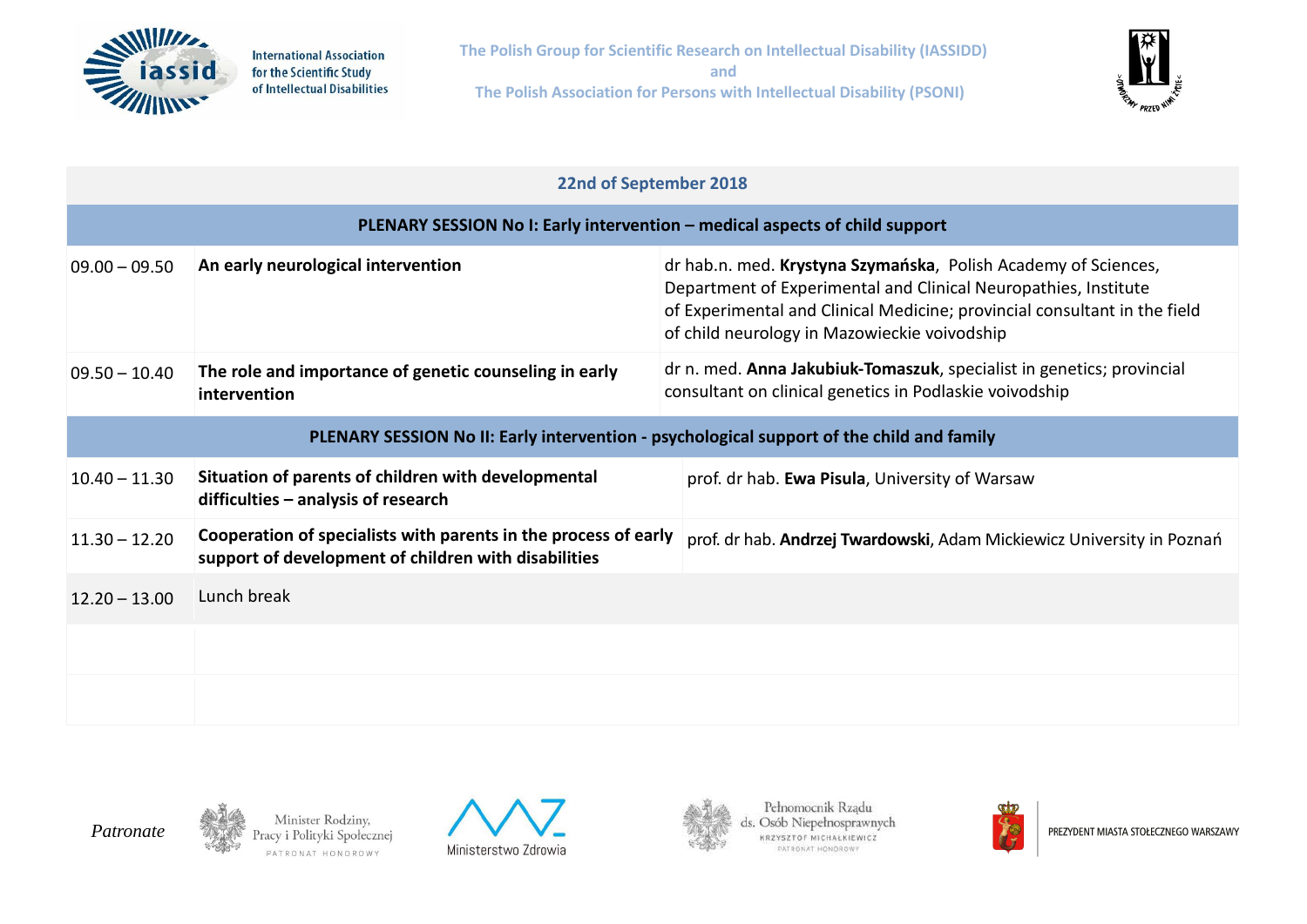International Association for the Scientific Study of Intellectual Disabilities

**The Polish Group for Scientific Research on Intellectual Disability (IASSIDD)**
**and**
**The Polish Association for Persons with Intellectual Disability (PSONI)**

| **22nd of September 2018** | | |
|---|---|---|
| **PLENARY SESSION No I: Early intervention – medical aspects of child support** | | |
| 09.00 – 09.50 | **An early neurological intervention** | dr hab.n. med. **Krystyna Szymańska**, Polish Academy of Sciences, Department of Experimental and Clinical Neuropathies, Institute of Experimental and Clinical Medicine; provincial consultant in the field of child neurology in Mazowieckie voivodship |
| 09.50 – 10.40 | **The role and importance of genetic counseling in early intervention** | dr n. med. **Anna Jakubiuk-Tomaszuk**, specialist in genetics; provincial consultant on clinical genetics in Podlaskie voivodship |
| **PLENARY SESSION No II: Early intervention - psychological support of the child and family** | | |
| 10.40 – 11.30 | **Situation of parents of children with developmental difficulties – analysis of research** | prof. dr hab. **Ewa Pisula**, University of Warsaw |
| 11.30 – 12.20 | **Cooperation of specialists with parents in the process of early support of development of children with disabilities** | prof. dr hab. **Andrzej Twardowski**, Adam Mickiewicz University in Poznań |
| 12.20 – 13.00 | Lunch break | |
| | | |
| | | |

*Patronate*

Minister Rodziny, Pracy i Polityki Społecznej – PATRONAT HONOROWY

Ministerstwo Zdrowia

Pełnomocnik Rządu ds. Osób Niepełnosprawnych – KRZYSZTOF MICHAŁKIEWICZ – PATRONAT HONOROWY

PREZYDENT MIASTA STOŁECZNEGO WARSZAWY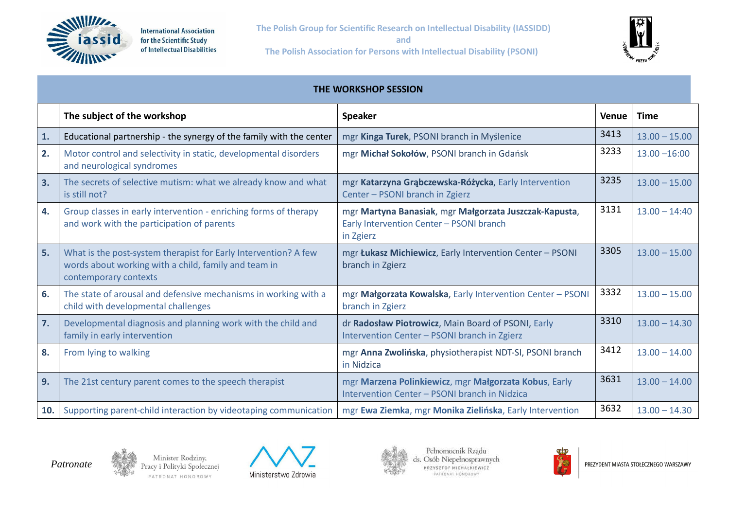International Association for the Scientific Study of Intellectual Disabilities

The Polish Group for Scientific Research on Intellectual Disability (IASSIDD)
and
The Polish Association for Persons with Intellectual Disability (PSONI)

## THE WORKSHOP SESSION

| | The subject of the workshop | Speaker | Venue | Time |
|---|---|---|---|---|
| **1.** | Educational partnership - the synergy of the family with the center | mgr **Kinga Turek**, PSONI branch in Myślenice | 3413 | 13.00 – 15.00 |
| **2.** | Motor control and selectivity in static, developmental disorders and neurological syndromes | mgr **Michał Sokołów**, PSONI branch in Gdańsk | 3233 | 13.00 –16:00 |
| **3.** | The secrets of selective mutism: what we already know and what is still not? | mgr **Katarzyna Grąbczewska-Różycka**, Early Intervention Center – PSONI branch in Zgierz | 3235 | 13.00 – 15.00 |
| **4.** | Group classes in early intervention - enriching forms of therapy and work with the participation of parents | mgr **Martyna Banasiak**, mgr **Małgorzata Juszczak-Kapusta**, Early Intervention Center – PSONI branch in Zgierz | 3131 | 13.00 – 14:40 |
| **5.** | What is the post-system therapist for Early Intervention? A few words about working with a child, family and team in contemporary contexts | mgr **Łukasz Michiewicz**, Early Intervention Center – PSONI branch in Zgierz | 3305 | 13.00 – 15.00 |
| **6.** | The state of arousal and defensive mechanisms in working with a child with developmental challenges | mgr **Małgorzata Kowalska**, Early Intervention Center – PSONI branch in Zgierz | 3332 | 13.00 – 15.00 |
| **7.** | Developmental diagnosis and planning work with the child and family in early intervention | dr **Radosław Piotrowicz**, Main Board of PSONI, Early Intervention Center – PSONI branch in Zgierz | 3310 | 13.00 – 14.30 |
| **8.** | From lying to walking | mgr **Anna Zwolińska**, physiotherapist NDT-SI, PSONI branch in Nidzica | 3412 | 13.00 – 14.00 |
| **9.** | The 21st century parent comes to the speech therapist | mgr **Marzena Polinkiewicz**, mgr **Małgorzata Kobus**, Early Intervention Center – PSONI branch in Nidzica | 3631 | 13.00 – 14.00 |
| **10.** | Supporting parent-child interaction by videotaping communication | mgr **Ewa Ziemka**, mgr **Monika Zielińska**, Early Intervention | 3632 | 13.00 – 14.30 |

*Patronate*

Minister Rodziny, Pracy i Polityki Społecznej – PATRONAT HONOROWY

Ministerstwo Zdrowia

Pełnomocnik Rządu ds. Osób Niepełnosprawnych – KRZYSZTOF MICHAŁKIEWICZ – PATRONAT HONOROWY

PREZYDENT MIASTA STOŁECZNEGO WARSZAWY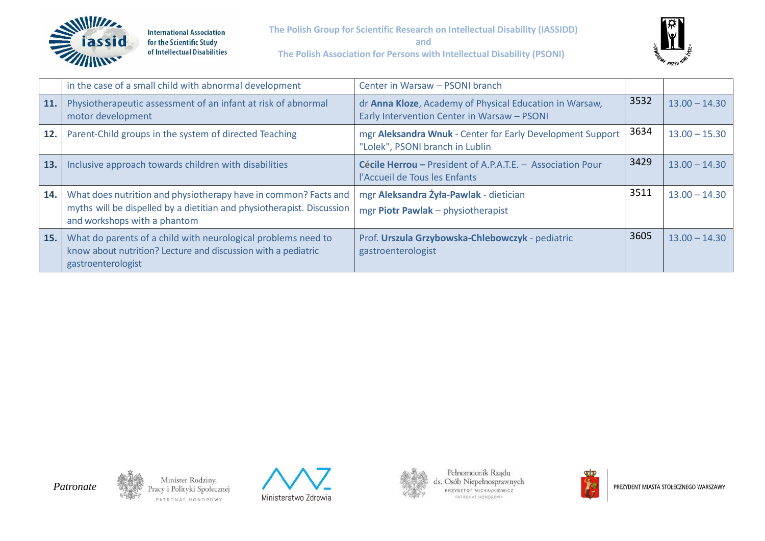| | | | | |
|---|---|---|---|---|
| | in the case of a small child with abnormal development | Center in Warsaw – PSONI branch | | |
| **11.** | Physiotherapeutic assessment of an infant at risk of abnormal motor development | dr **Anna Kloze**, Academy of Physical Education in Warsaw, Early Intervention Center in Warsaw – PSONI | 3532 | 13.00 – 14.30 |
| **12.** | Parent-Child groups in the system of directed Teaching | mgr **Aleksandra Wnuk** - Center for Early Development Support "Lolek", PSONI branch in Lublin | 3634 | 13.00 – 15.30 |
| **13.** | Inclusive approach towards children with disabilities | **Cécile Herrou –** President of A.P.A.T.E. – Association Pour l'Accueil de Tous les Enfants | 3429 | 13.00 – 14.30 |
| **14.** | What does nutrition and physiotherapy have in common? Facts and myths will be dispelled by a dietitian and physiotherapist. Discussion and workshops with a phantom | mgr **Aleksandra Żyła-Pawlak** - dietician<br>mgr **Piotr Pawlak** – physiotherapist | 3511 | 13.00 – 14.30 |
| **15.** | What do parents of a child with neurological problems need to know about nutrition? Lecture and discussion with a pediatric gastroenterologist | Prof. **Urszula Grzybowska-Chlebowczyk** - pediatric gastroenterologist | 3605 | 13.00 – 14.30 |

*Patronate*

Minister Rodziny, Pracy i Polityki Społecznej – PATRONAT HONOROWY

Ministerstwo Zdrowia

Pełnomocnik Rządu ds. Osób Niepełnosprawnych – KRZYSZTOF MICHAŁKIEWICZ – PATRONAT HONOROWY

PREZYDENT MIASTA STOŁECZNEGO WARSZAWY